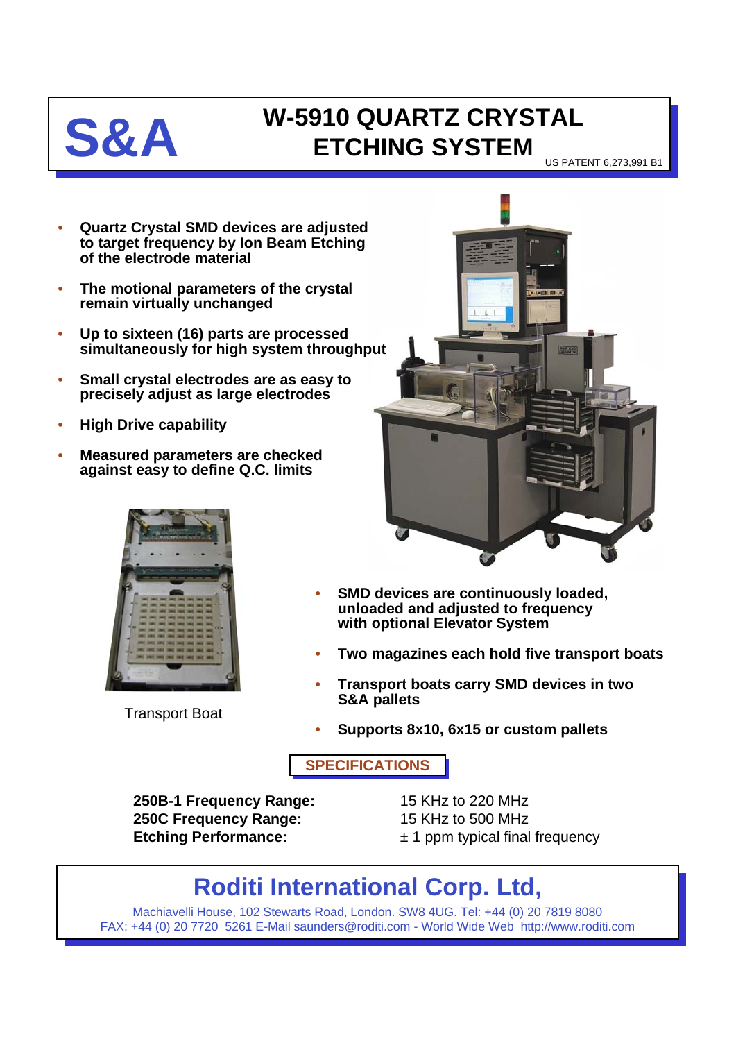# S&A

# W-5910 QUARTZ CRYSTAL ETCHING SYSTEM

US PATENT 6,273,991 B1

- **Quartz Crystal SMD devices are adjusted to target frequency by Ion Beam Etching of the electrode material**
- **The motional parameters of the crystal remain virtually unchanged**
- **Up to sixteen (16) parts are processed simultaneously for high system throughput**
- **Small crystal electrodes are as easy to precisely adjust as large electrodes**
- **High Drive capability**
- **Measured parameters are checked against easy to define Q.C. limits**

Transport Boat

- **SMD devices are continuously loaded, unloaded and adjusted to frequency with optional Elevator System**
- **Two magazines each hold five transport boats**
- **Transport boats carry SMD devices in two S&A pallets**
- **Supports 8x10, 6x15 or custom pallets**

## SPECIFICATIONS

| | |
|---|---|
| **250B-1 Frequency Range:** | 15 KHz to 220 MHz |
| **250C Frequency Range:** | 15 KHz to 500 MHz |
| **Etching Performance:** | ± 1 ppm typical final frequency |

## Roditi International Corp. Ltd,

Machiavelli House, 102 Stewarts Road, London. SW8 4UG. Tel: +44 (0) 20 7819 8080
FAX: +44 (0) 20 7720 5261 E-Mail saunders@roditi.com - World Wide Web http://www.roditi.com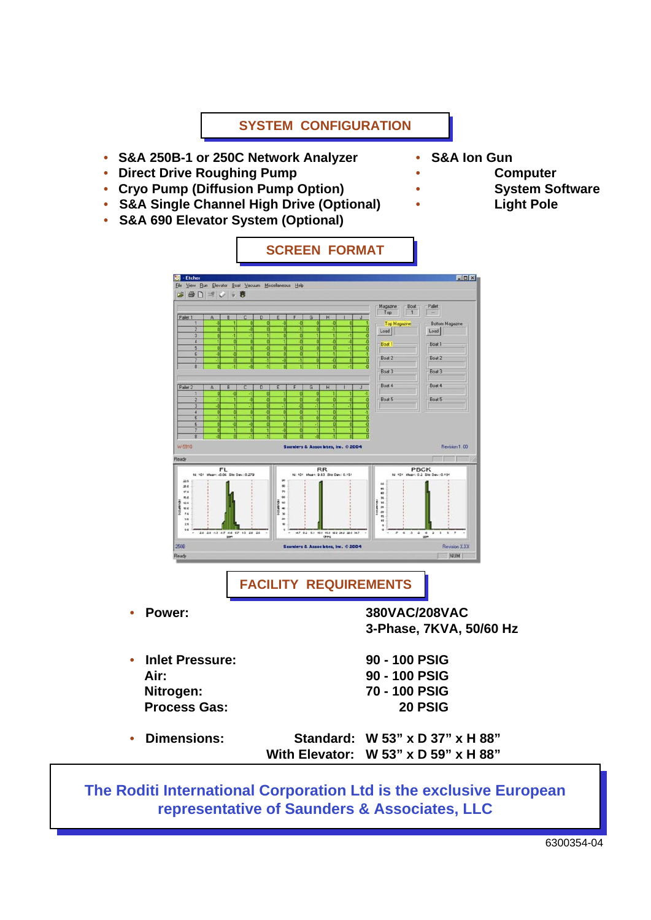## SYSTEM CONFIGURATION

- S&A 250B-1 or 250C Network Analyzer
- Direct Drive Roughing Pump
- Cryo Pump (Diffusion Pump Option)
- S&A Single Channel High Drive (Optional)
- S&A 690 Elevator System (Optional)
- S&A Ion Gun
- Computer
- System Software
- Light Pole

## SCREEN FORMAT

## FACILITY REQUIREMENTS

- **Power:** 380VAC/208VAC
  3-Phase, 7KVA, 50/60 Hz

- **Inlet Pressure:** 90 - 100 PSIG
  **Air:** 90 - 100 PSIG
  **Nitrogen:** 70 - 100 PSIG
  **Process Gas:** 20 PSIG

- **Dimensions:**
  **Standard:** W 53” x D 37” x H 88”
  **With Elevator:** W 53” x D 59” x H 88”

**The Roditi International Corporation Ltd is the exclusive European representative of Saunders & Associates, LLC**

6300354-04